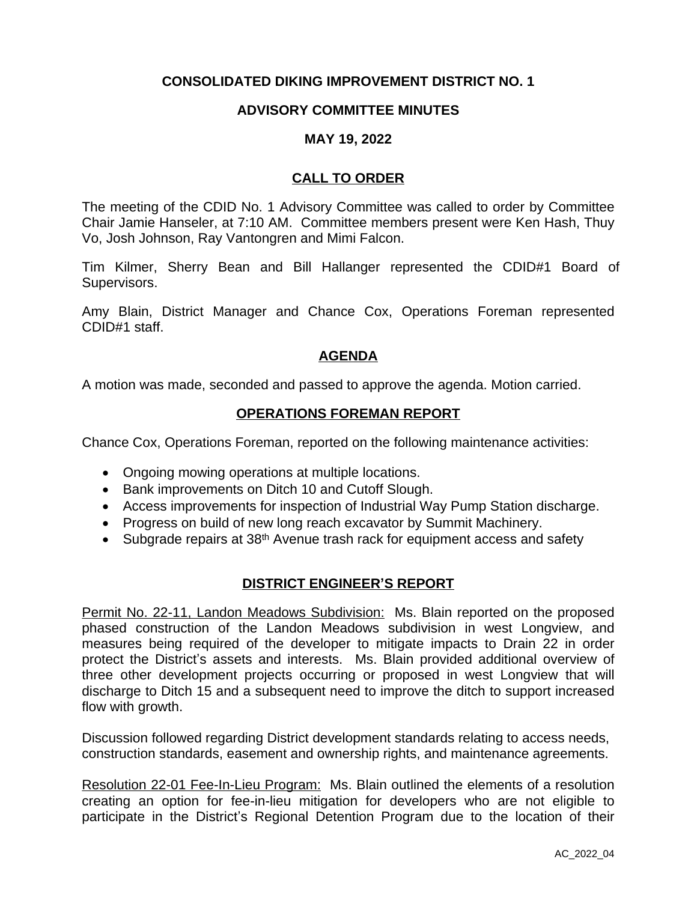# CONSOLIDATED DIKING IMPROVEMENT DISTRICT NO. 1

## ADVISORY COMMITTEE MINUTES

## MAY 19, 2022

### CALL TO ORDER

The meeting of the CDID No. 1 Advisory Committee was called to order by Committee Chair Jamie Hanseler, at 7:10 AM. Committee members present were Ken Hash, Thuy Vo, Josh Johnson, Ray Vantongren and Mimi Falcon.

Tim Kilmer, Sherry Bean and Bill Hallanger represented the CDID#1 Board of Supervisors.

Amy Blain, District Manager and Chance Cox, Operations Foreman represented CDID#1 staff.

### AGENDA

A motion was made, seconded and passed to approve the agenda. Motion carried.

### OPERATIONS FOREMAN REPORT

Chance Cox, Operations Foreman, reported on the following maintenance activities:

- Ongoing mowing operations at multiple locations.
- Bank improvements on Ditch 10 and Cutoff Slough.
- Access improvements for inspection of Industrial Way Pump Station discharge.
- Progress on build of new long reach excavator by Summit Machinery.
- Subgrade repairs at 38th Avenue trash rack for equipment access and safety

### DISTRICT ENGINEER'S REPORT

Permit No. 22-11, Landon Meadows Subdivision: Ms. Blain reported on the proposed phased construction of the Landon Meadows subdivision in west Longview, and measures being required of the developer to mitigate impacts to Drain 22 in order protect the District's assets and interests. Ms. Blain provided additional overview of three other development projects occurring or proposed in west Longview that will discharge to Ditch 15 and a subsequent need to improve the ditch to support increased flow with growth.

Discussion followed regarding District development standards relating to access needs, construction standards, easement and ownership rights, and maintenance agreements.

Resolution 22-01 Fee-In-Lieu Program: Ms. Blain outlined the elements of a resolution creating an option for fee-in-lieu mitigation for developers who are not eligible to participate in the District's Regional Detention Program due to the location of their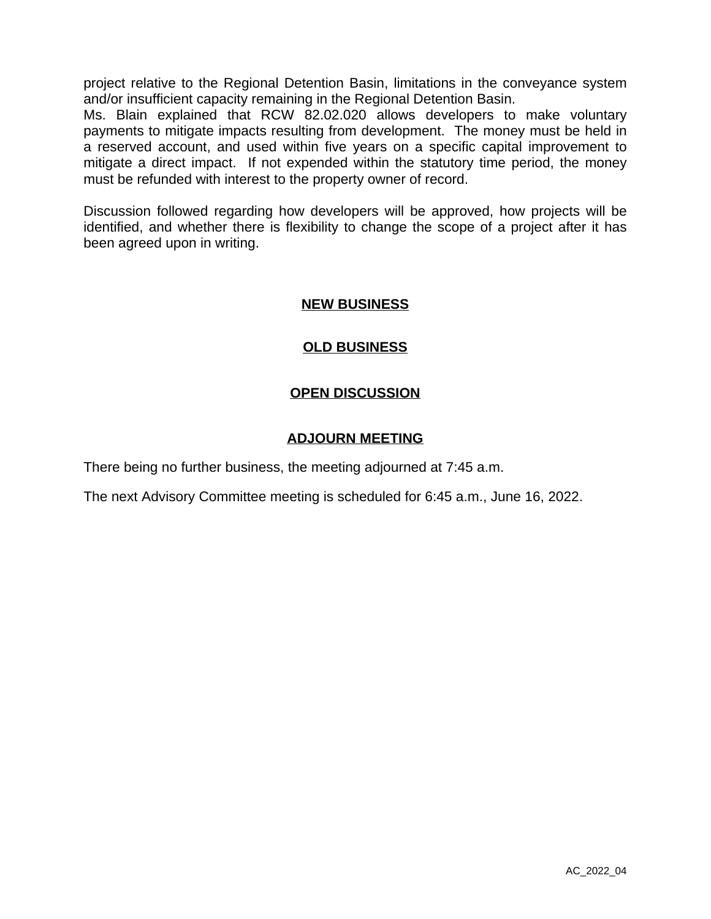project relative to the Regional Detention Basin, limitations in the conveyance system and/or insufficient capacity remaining in the Regional Detention Basin.

Ms. Blain explained that RCW 82.02.020 allows developers to make voluntary payments to mitigate impacts resulting from development. The money must be held in a reserved account, and used within five years on a specific capital improvement to mitigate a direct impact. If not expended within the statutory time period, the money must be refunded with interest to the property owner of record.

Discussion followed regarding how developers will be approved, how projects will be identified, and whether there is flexibility to change the scope of a project after it has been agreed upon in writing.

## NEW BUSINESS

## OLD BUSINESS

## OPEN DISCUSSION

## ADJOURN MEETING

There being no further business, the meeting adjourned at 7:45 a.m.

The next Advisory Committee meeting is scheduled for 6:45 a.m., June 16, 2022.

AC_2022_04